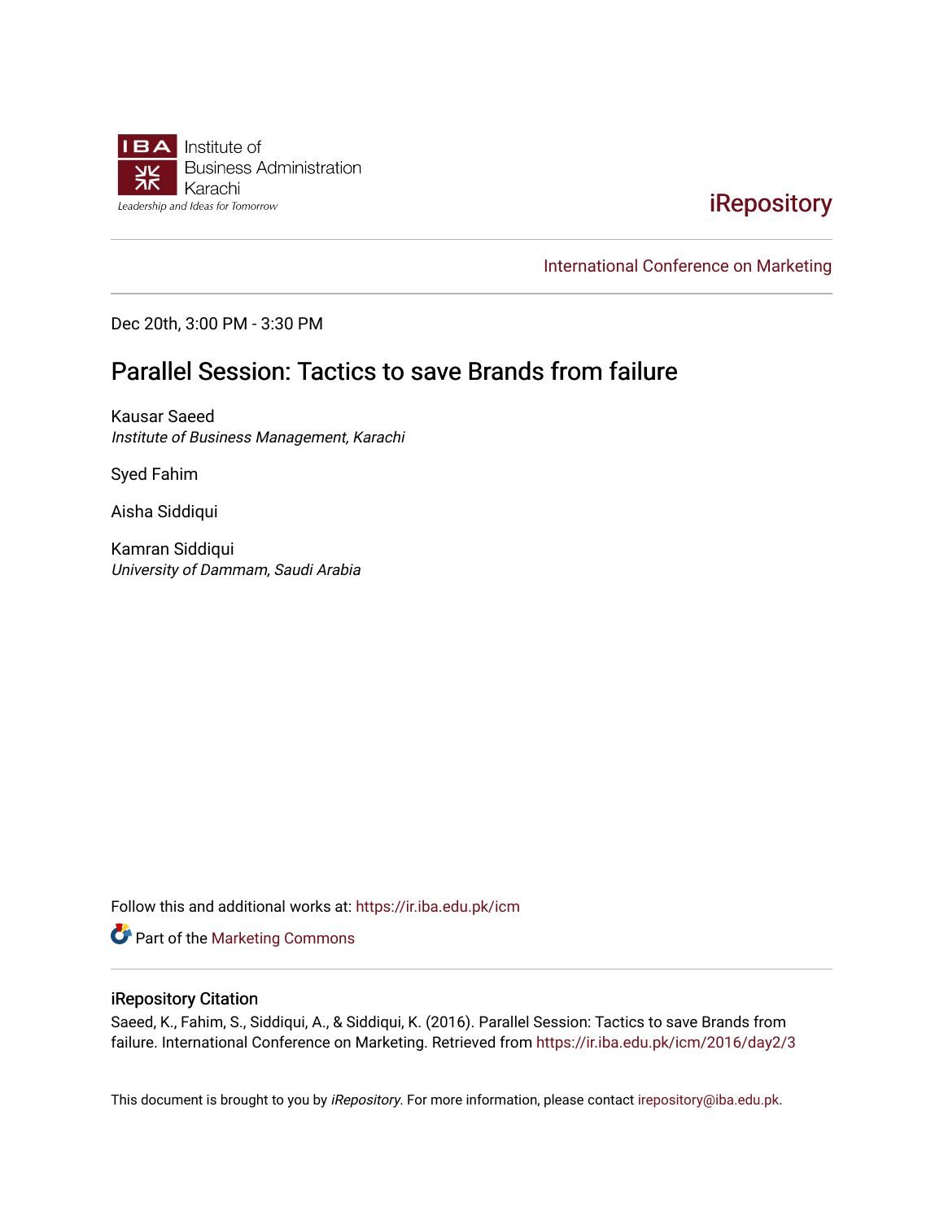Institute of Business Administration Karachi

Leadership and Ideas for Tomorrow

iRepository

International Conference on Marketing

Dec 20th, 3:00 PM - 3:30 PM

# Parallel Session: Tactics to save Brands from failure

Kausar Saeed
*Institute of Business Management, Karachi*

Syed Fahim

Aisha Siddiqui

Kamran Siddiqui
*University of Dammam, Saudi Arabia*

Follow this and additional works at: https://ir.iba.edu.pk/icm

Part of the Marketing Commons

## iRepository Citation

Saeed, K., Fahim, S., Siddiqui, A., & Siddiqui, K. (2016). Parallel Session: Tactics to save Brands from failure. International Conference on Marketing. Retrieved from https://ir.iba.edu.pk/icm/2016/day2/3

This document is brought to you by *iRepository*. For more information, please contact irepository@iba.edu.pk.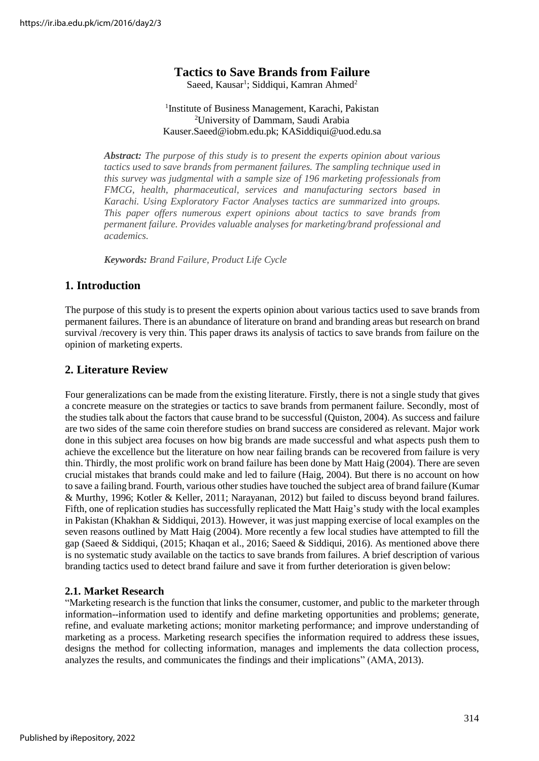# Tactics to Save Brands from Failure

Saeed, Kausar[1]; Siddiqui, Kamran Ahmed[2]

[1]Institute of Business Management, Karachi, Pakistan
[2]University of Dammam, Saudi Arabia
Kauser.Saeed@iobm.edu.pk; KASiddiqui@uod.edu.sa

***Abstract:*** *The purpose of this study is to present the experts opinion about various tactics used to save brands from permanent failures. The sampling technique used in this survey was judgmental with a sample size of 196 marketing professionals from FMCG, health, pharmaceutical, services and manufacturing sectors based in Karachi. Using Exploratory Factor Analyses tactics are summarized into groups. This paper offers numerous expert opinions about tactics to save brands from permanent failure. Provides valuable analyses for marketing/brand professional and academics.*

***Keywords:*** *Brand Failure, Product Life Cycle*

## 1. Introduction

The purpose of this study is to present the experts opinion about various tactics used to save brands from permanent failures. There is an abundance of literature on brand and branding areas but research on brand survival /recovery is very thin. This paper draws its analysis of tactics to save brands from failure on the opinion of marketing experts.

## 2. Literature Review

Four generalizations can be made from the existing literature. Firstly, there is not a single study that gives a concrete measure on the strategies or tactics to save brands from permanent failure. Secondly, most of the studies talk about the factors that cause brand to be successful (Quiston, 2004). As success and failure are two sides of the same coin therefore studies on brand success are considered as relevant. Major work done in this subject area focuses on how big brands are made successful and what aspects push them to achieve the excellence but the literature on how near failing brands can be recovered from failure is very thin. Thirdly, the most prolific work on brand failure has been done by Matt Haig (2004). There are seven crucial mistakes that brands could make and led to failure (Haig, 2004). But there is no account on how to save a failing brand. Fourth, various other studies have touched the subject area of brand failure (Kumar & Murthy, 1996; Kotler & Keller, 2011; Narayanan, 2012) but failed to discuss beyond brand failures. Fifth, one of replication studies has successfully replicated the Matt Haig's study with the local examples in Pakistan (Khakhan & Siddiqui, 2013). However, it was just mapping exercise of local examples on the seven reasons outlined by Matt Haig (2004). More recently a few local studies have attempted to fill the gap (Saeed & Siddiqui, (2015; Khaqan et al., 2016; Saeed & Siddiqui, 2016). As mentioned above there is no systematic study available on the tactics to save brands from failures. A brief description of various branding tactics used to detect brand failure and save it from further deterioration is given below:

### 2.1. Market Research

"Marketing research is the function that links the consumer, customer, and public to the marketer through information--information used to identify and define marketing opportunities and problems; generate, refine, and evaluate marketing actions; monitor marketing performance; and improve understanding of marketing as a process. Marketing research specifies the information required to address these issues, designs the method for collecting information, manages and implements the data collection process, analyzes the results, and communicates the findings and their implications" (AMA, 2013).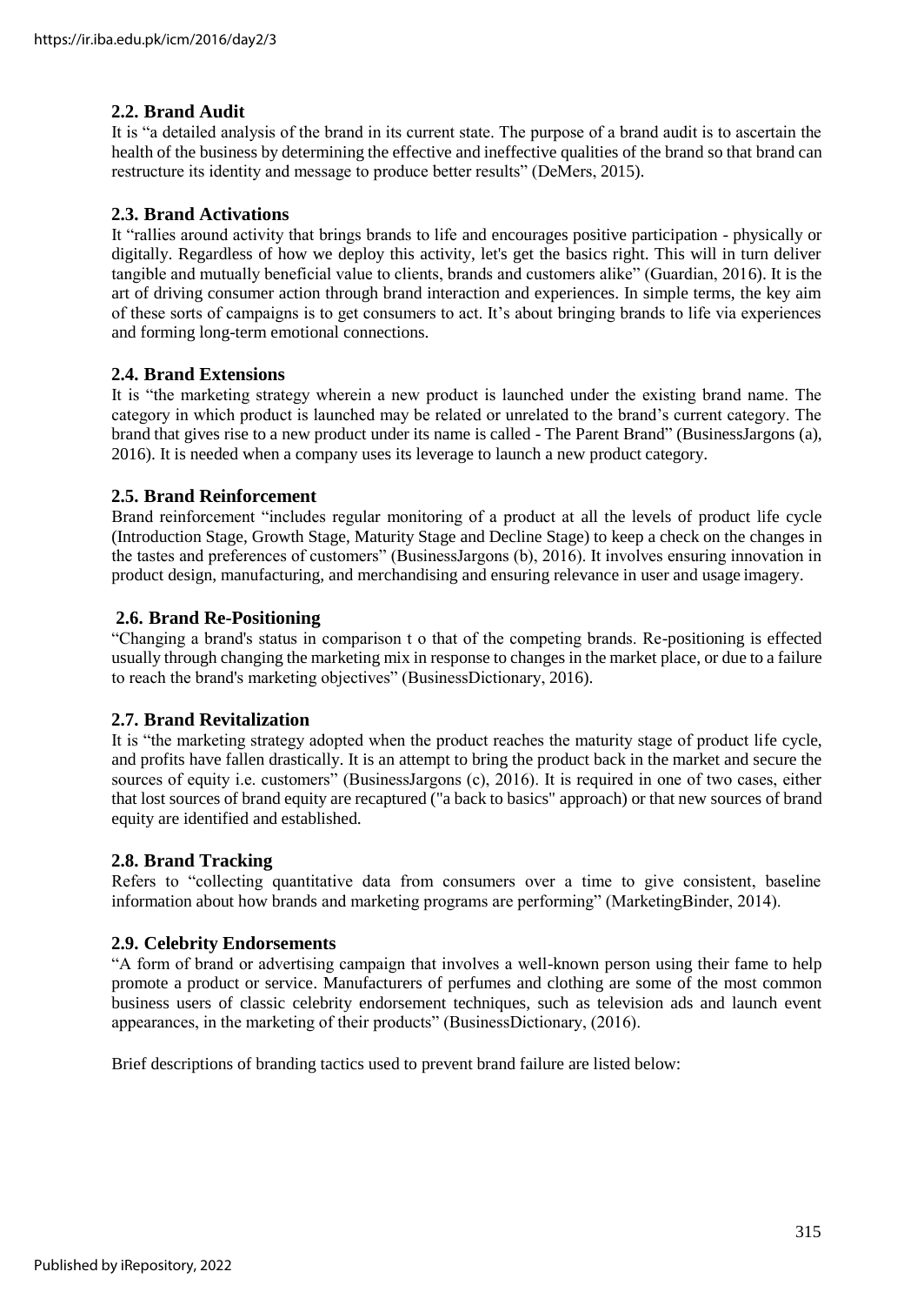### 2.2. Brand Audit

It is "a detailed analysis of the brand in its current state. The purpose of a brand audit is to ascertain the health of the business by determining the effective and ineffective qualities of the brand so that brand can restructure its identity and message to produce better results" (DeMers, 2015).

### 2.3. Brand Activations

It "rallies around activity that brings brands to life and encourages positive participation - physically or digitally. Regardless of how we deploy this activity, let's get the basics right. This will in turn deliver tangible and mutually beneficial value to clients, brands and customers alike" (Guardian, 2016). It is the art of driving consumer action through brand interaction and experiences. In simple terms, the key aim of these sorts of campaigns is to get consumers to act. It's about bringing brands to life via experiences and forming long-term emotional connections.

### 2.4. Brand Extensions

It is "the marketing strategy wherein a new product is launched under the existing brand name. The category in which product is launched may be related or unrelated to the brand's current category. The brand that gives rise to a new product under its name is called - The Parent Brand" (BusinessJargons (a), 2016). It is needed when a company uses its leverage to launch a new product category.

### 2.5. Brand Reinforcement

Brand reinforcement "includes regular monitoring of a product at all the levels of product life cycle (Introduction Stage, Growth Stage, Maturity Stage and Decline Stage) to keep a check on the changes in the tastes and preferences of customers" (BusinessJargons (b), 2016). It involves ensuring innovation in product design, manufacturing, and merchandising and ensuring relevance in user and usage imagery.

### 2.6. Brand Re-Positioning

"Changing a brand's status in comparison t o that of the competing brands. Re-positioning is effected usually through changing the marketing mix in response to changes in the market place, or due to a failure to reach the brand's marketing objectives" (BusinessDictionary, 2016).

### 2.7. Brand Revitalization

It is "the marketing strategy adopted when the product reaches the maturity stage of product life cycle, and profits have fallen drastically. It is an attempt to bring the product back in the market and secure the sources of equity i.e. customers" (BusinessJargons (c), 2016). It is required in one of two cases, either that lost sources of brand equity are recaptured ("a back to basics" approach) or that new sources of brand equity are identified and established.

### 2.8. Brand Tracking

Refers to "collecting quantitative data from consumers over a time to give consistent, baseline information about how brands and marketing programs are performing" (MarketingBinder, 2014).

### 2.9. Celebrity Endorsements

"A form of brand or advertising campaign that involves a well-known person using their fame to help promote a product or service. Manufacturers of perfumes and clothing are some of the most common business users of classic celebrity endorsement techniques, such as television ads and launch event appearances, in the marketing of their products" (BusinessDictionary, (2016).

Brief descriptions of branding tactics used to prevent brand failure are listed below: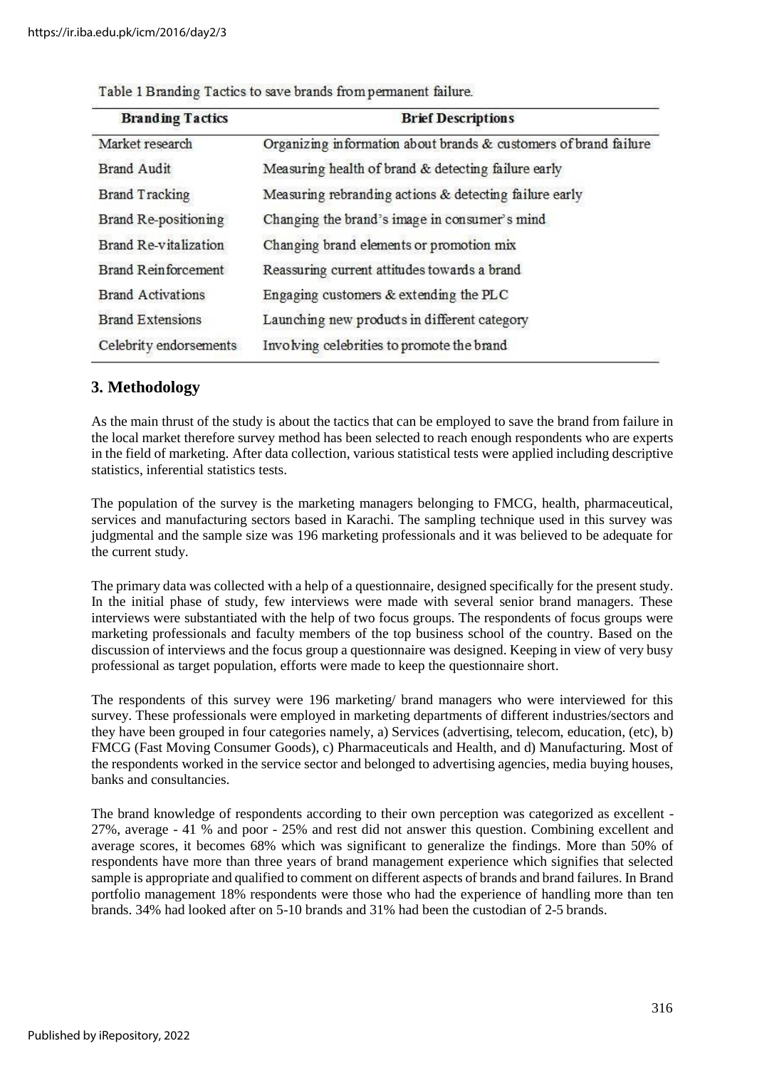Table 1 Branding Tactics to save brands from permanent failure.

| Branding Tactics | Brief Descriptions |
|---|---|
| Market research | Organizing information about brands & customers of brand failure |
| Brand Audit | Measuring health of brand & detecting failure early |
| Brand Tracking | Measuring rebranding actions & detecting failure early |
| Brand Re-positioning | Changing the brand's image in consumer's mind |
| Brand Re-vitalization | Changing brand elements or promotion mix |
| Brand Reinforcement | Reassuring current attitudes towards a brand |
| Brand Activations | Engaging customers & extending the PLC |
| Brand Extensions | Launching new products in different category |
| Celebrity endorsements | Involving celebrities to promote the brand |

## 3. Methodology

As the main thrust of the study is about the tactics that can be employed to save the brand from failure in the local market therefore survey method has been selected to reach enough respondents who are experts in the field of marketing. After data collection, various statistical tests were applied including descriptive statistics, inferential statistics tests.

The population of the survey is the marketing managers belonging to FMCG, health, pharmaceutical, services and manufacturing sectors based in Karachi. The sampling technique used in this survey was judgmental and the sample size was 196 marketing professionals and it was believed to be adequate for the current study.

The primary data was collected with a help of a questionnaire, designed specifically for the present study. In the initial phase of study, few interviews were made with several senior brand managers. These interviews were substantiated with the help of two focus groups. The respondents of focus groups were marketing professionals and faculty members of the top business school of the country. Based on the discussion of interviews and the focus group a questionnaire was designed. Keeping in view of very busy professional as target population, efforts were made to keep the questionnaire short.

The respondents of this survey were 196 marketing/ brand managers who were interviewed for this survey. These professionals were employed in marketing departments of different industries/sectors and they have been grouped in four categories namely, a) Services (advertising, telecom, education, (etc), b) FMCG (Fast Moving Consumer Goods), c) Pharmaceuticals and Health, and d) Manufacturing. Most of the respondents worked in the service sector and belonged to advertising agencies, media buying houses, banks and consultancies.

The brand knowledge of respondents according to their own perception was categorized as excellent - 27%, average - 41 % and poor - 25% and rest did not answer this question. Combining excellent and average scores, it becomes 68% which was significant to generalize the findings. More than 50% of respondents have more than three years of brand management experience which signifies that selected sample is appropriate and qualified to comment on different aspects of brands and brand failures. In Brand portfolio management 18% respondents were those who had the experience of handling more than ten brands. 34% had looked after on 5-10 brands and 31% had been the custodian of 2-5 brands.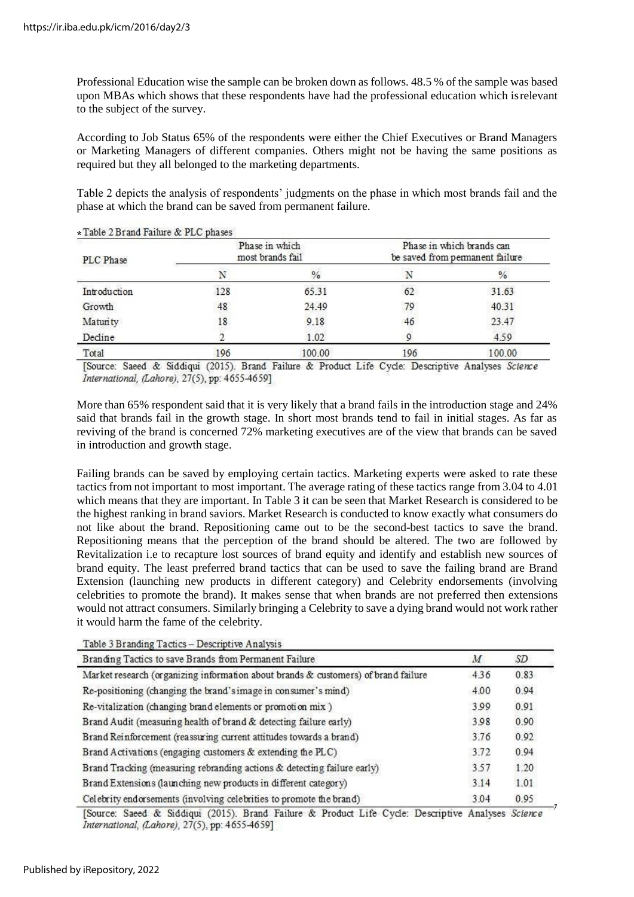Professional Education wise the sample can be broken down as follows. 48.5 % of the sample was based upon MBAs which shows that these respondents have had the professional education which isrelevant to the subject of the survey.

According to Job Status 65% of the respondents were either the Chief Executives or Brand Managers or Marketing Managers of different companies. Others might not be having the same positions as required but they all belonged to the marketing departments.

Table 2 depicts the analysis of respondents' judgments on the phase in which most brands fail and the phase at which the brand can be saved from permanent failure.

*Table 2 Brand Failure & PLC phases

| PLC Phase | Phase in which most brands fail | | Phase in which brands can be saved from permanent failure | |
|---|---|---|---|---|
| | N | % | N | % |
| Introduction | 128 | 65.31 | 62 | 31.63 |
| Growth | 48 | 24.49 | 79 | 40.31 |
| Maturity | 18 | 9.18 | 46 | 23.47 |
| Decline | 2 | 1.02 | 9 | 4.59 |
| Total | 196 | 100.00 | 196 | 100.00 |

[Source: Saeed & Siddiqui (2015). Brand Failure & Product Life Cycle: Descriptive Analyses *Science International, (Lahore)*, 27(5), pp: 4655-4659]

More than 65% respondent said that it is very likely that a brand fails in the introduction stage and 24% said that brands fail in the growth stage. In short most brands tend to fail in initial stages. As far as reviving of the brand is concerned 72% marketing executives are of the view that brands can be saved in introduction and growth stage.

Failing brands can be saved by employing certain tactics. Marketing experts were asked to rate these tactics from not important to most important. The average rating of these tactics range from 3.04 to 4.01 which means that they are important. In Table 3 it can be seen that Market Research is considered to be the highest ranking in brand saviors. Market Research is conducted to know exactly what consumers do not like about the brand. Repositioning came out to be the second-best tactics to save the brand. Repositioning means that the perception of the brand should be altered. The two are followed by Revitalization i.e to recapture lost sources of brand equity and identify and establish new sources of brand equity. The least preferred brand tactics that can be used to save the failing brand are Brand Extension (launching new products in different category) and Celebrity endorsements (involving celebrities to promote the brand). It makes sense that when brands are not preferred then extensions would not attract consumers. Similarly bringing a Celebrity to save a dying brand would not work rather it would harm the fame of the celebrity.

Table 3 Branding Tactics – Descriptive Analysis

| Branding Tactics to save Brands from Permanent Failure | *M* | *SD* |
|---|---|---|
| Market research (organizing information about brands & customers) of brand failure | 4.36 | 0.83 |
| Re-positioning (changing the brand's image in consumer's mind) | 4.00 | 0.94 |
| Re-vitalization (changing brand elements or promotion mix ) | 3.99 | 0.91 |
| Brand Audit (measuring health of brand & detecting failure early) | 3.98 | 0.90 |
| Brand Reinforcement (reassuring current attitudes towards a brand) | 3.76 | 0.92 |
| Brand Activations (engaging customers & extending the PLC) | 3.72 | 0.94 |
| Brand Tracking (measuring rebranding actions & detecting failure early) | 3.57 | 1.20 |
| Brand Extensions (launching new products in different category) | 3.14 | 1.01 |
| Celebrity endorsements (involving celebrities to promote the brand) | 3.04 | 0.95 |

[Source: Saeed & Siddiqui (2015). Brand Failure & Product Life Cycle: Descriptive Analyses *Science International, (Lahore)*, 27(5), pp: 4655-4659]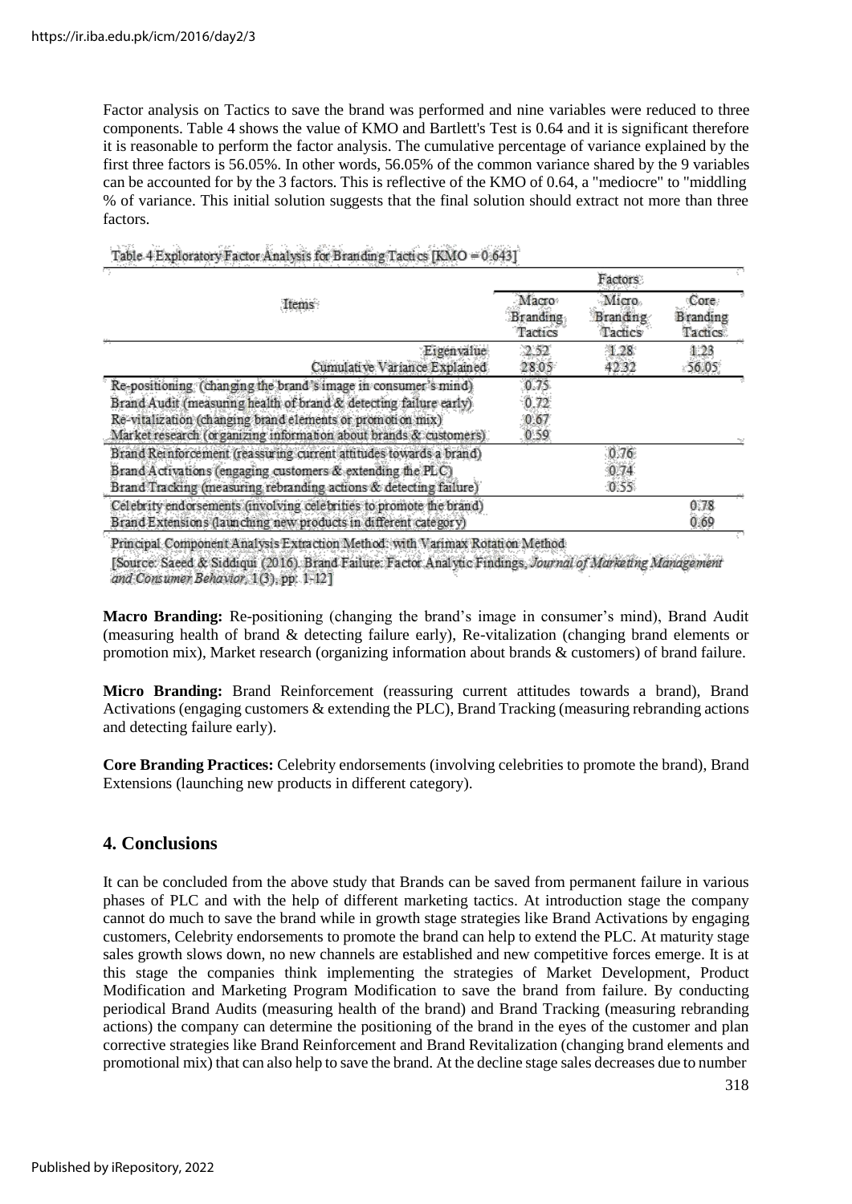Factor analysis on Tactics to save the brand was performed and nine variables were reduced to three components. Table 4 shows the value of KMO and Bartlett's Test is 0.64 and it is significant therefore it is reasonable to perform the factor analysis. The cumulative percentage of variance explained by the first three factors is 56.05%. In other words, 56.05% of the common variance shared by the 9 variables can be accounted for by the 3 factors. This is reflective of the KMO of 0.64, a "mediocre" to "middling % of variance. This initial solution suggests that the final solution should extract not more than three factors.

Table 4 Exploratory Factor Analysis for Branding Tactics [KMO = 0.643]

| Items | Factors | | |
|---|---|---|---|
| | Macro Branding Tactics | Micro Branding Tactics | Core Branding Tactics |
| Eigenvalue | 2.52 | 1.28 | 1.23 |
| Cumulative Variance Explained | 28.05 | 42.32 | 56.05 |
| Re-positioning (changing the brand's image in consumer's mind) | 0.75 | | |
| Brand Audit (measuring health of brand & detecting failure early) | 0.72 | | |
| Re-vitalization (changing brand elements or promotion mix) | 0.67 | | |
| Market research (organizing information about brands & customers) | 0.59 | | |
| Brand Reinforcement (reassuring current attitudes towards a brand) | | 0.76 | |
| Brand Activations (engaging customers & extending the PLC) | | 0.74 | |
| Brand Tracking (measuring rebranding actions & detecting failure) | | 0.55 | |
| Celebrity endorsements (involving celebrities to promote the brand) | | | 0.78 |
| Brand Extensions (launching new products in different category) | | | 0.69 |

Principal Component Analysis Extraction Method: with Varimax Rotation Method

[Source: Saeed & Siddiqui (2016). Brand Failure: Factor Analytic Findings, *Journal of Marketing Management and Consumer Behavior*, 1(3), pp: 1-12]

**Macro Branding:** Re-positioning (changing the brand's image in consumer's mind), Brand Audit (measuring health of brand & detecting failure early), Re-vitalization (changing brand elements or promotion mix), Market research (organizing information about brands & customers) of brand failure.

**Micro Branding:** Brand Reinforcement (reassuring current attitudes towards a brand), Brand Activations (engaging customers & extending the PLC), Brand Tracking (measuring rebranding actions and detecting failure early).

**Core Branding Practices:** Celebrity endorsements (involving celebrities to promote the brand), Brand Extensions (launching new products in different category).

## 4. Conclusions

It can be concluded from the above study that Brands can be saved from permanent failure in various phases of PLC and with the help of different marketing tactics. At introduction stage the company cannot do much to save the brand while in growth stage strategies like Brand Activations by engaging customers, Celebrity endorsements to promote the brand can help to extend the PLC. At maturity stage sales growth slows down, no new channels are established and new competitive forces emerge. It is at this stage the companies think implementing the strategies of Market Development, Product Modification and Marketing Program Modification to save the brand from failure. By conducting periodical Brand Audits (measuring health of the brand) and Brand Tracking (measuring rebranding actions) the company can determine the positioning of the brand in the eyes of the customer and plan corrective strategies like Brand Reinforcement and Brand Revitalization (changing brand elements and promotional mix) that can also help to save the brand. At the decline stage sales decreases due to number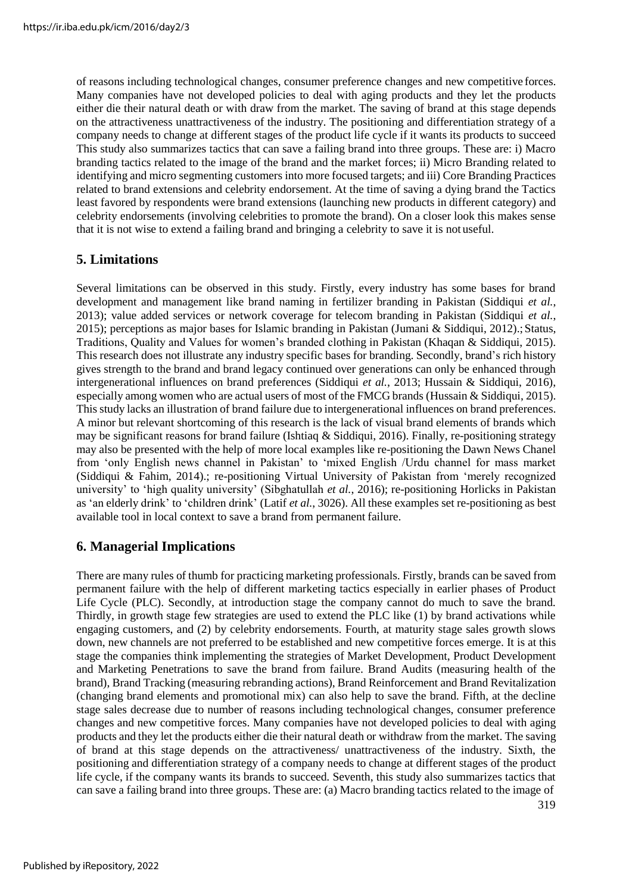of reasons including technological changes, consumer preference changes and new competitive forces. Many companies have not developed policies to deal with aging products and they let the products either die their natural death or with draw from the market. The saving of brand at this stage depends on the attractiveness unattractiveness of the industry. The positioning and differentiation strategy of a company needs to change at different stages of the product life cycle if it wants its products to succeed This study also summarizes tactics that can save a failing brand into three groups. These are: i) Macro branding tactics related to the image of the brand and the market forces; ii) Micro Branding related to identifying and micro segmenting customers into more focused targets; and iii) Core Branding Practices related to brand extensions and celebrity endorsement. At the time of saving a dying brand the Tactics least favored by respondents were brand extensions (launching new products in different category) and celebrity endorsements (involving celebrities to promote the brand). On a closer look this makes sense that it is not wise to extend a failing brand and bringing a celebrity to save it is not useful.

## 5. Limitations

Several limitations can be observed in this study. Firstly, every industry has some bases for brand development and management like brand naming in fertilizer branding in Pakistan (Siddiqui *et al.*, 2013); value added services or network coverage for telecom branding in Pakistan (Siddiqui *et al.*, 2015); perceptions as major bases for Islamic branding in Pakistan (Jumani & Siddiqui, 2012).; Status, Traditions, Quality and Values for women's branded clothing in Pakistan (Khaqan & Siddiqui, 2015). This research does not illustrate any industry specific bases for branding. Secondly, brand's rich history gives strength to the brand and brand legacy continued over generations can only be enhanced through intergenerational influences on brand preferences (Siddiqui *et al.*, 2013; Hussain & Siddiqui, 2016), especially among women who are actual users of most of the FMCG brands (Hussain & Siddiqui, 2015). This study lacks an illustration of brand failure due to intergenerational influences on brand preferences. A minor but relevant shortcoming of this research is the lack of visual brand elements of brands which may be significant reasons for brand failure (Ishtiaq & Siddiqui, 2016). Finally, re-positioning strategy may also be presented with the help of more local examples like re-positioning the Dawn News Chanel from 'only English news channel in Pakistan' to 'mixed English /Urdu channel for mass market (Siddiqui & Fahim, 2014).; re-positioning Virtual University of Pakistan from 'merely recognized university' to 'high quality university' (Sibghatullah *et al.*, 2016); re-positioning Horlicks in Pakistan as 'an elderly drink' to 'children drink' (Latif *et al.*, 3026). All these examples set re-positioning as best available tool in local context to save a brand from permanent failure.

## 6. Managerial Implications

There are many rules of thumb for practicing marketing professionals. Firstly, brands can be saved from permanent failure with the help of different marketing tactics especially in earlier phases of Product Life Cycle (PLC). Secondly, at introduction stage the company cannot do much to save the brand. Thirdly, in growth stage few strategies are used to extend the PLC like (1) by brand activations while engaging customers, and (2) by celebrity endorsements. Fourth, at maturity stage sales growth slows down, new channels are not preferred to be established and new competitive forces emerge. It is at this stage the companies think implementing the strategies of Market Development, Product Development and Marketing Penetrations to save the brand from failure. Brand Audits (measuring health of the brand), Brand Tracking (measuring rebranding actions), Brand Reinforcement and Brand Revitalization (changing brand elements and promotional mix) can also help to save the brand. Fifth, at the decline stage sales decrease due to number of reasons including technological changes, consumer preference changes and new competitive forces. Many companies have not developed policies to deal with aging products and they let the products either die their natural death or withdraw from the market. The saving of brand at this stage depends on the attractiveness/ unattractiveness of the industry. Sixth, the positioning and differentiation strategy of a company needs to change at different stages of the product life cycle, if the company wants its brands to succeed. Seventh, this study also summarizes tactics that can save a failing brand into three groups. These are: (a) Macro branding tactics related to the image of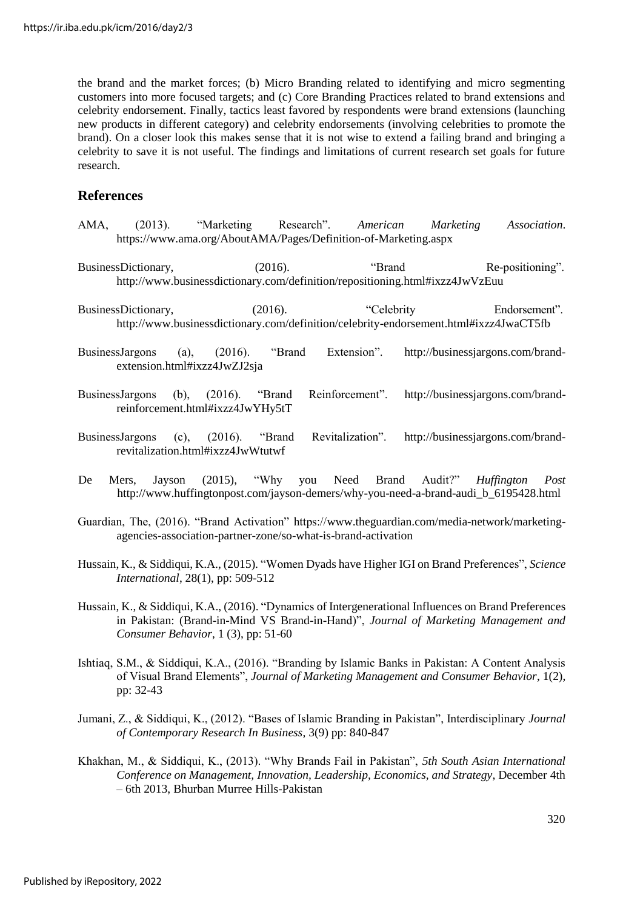the brand and the market forces; (b) Micro Branding related to identifying and micro segmenting customers into more focused targets; and (c) Core Branding Practices related to brand extensions and celebrity endorsement. Finally, tactics least favored by respondents were brand extensions (launching new products in different category) and celebrity endorsements (involving celebrities to promote the brand). On a closer look this makes sense that it is not wise to extend a failing brand and bringing a celebrity to save it is not useful. The findings and limitations of current research set goals for future research.

## References

AMA, (2013). "Marketing Research". *American Marketing Association*. https://www.ama.org/AboutAMA/Pages/Definition-of-Marketing.aspx

BusinessDictionary, (2016). "Brand Re-positioning". http://www.businessdictionary.com/definition/repositioning.html#ixzz4JwVzEuu

BusinessDictionary, (2016). "Celebrity Endorsement". http://www.businessdictionary.com/definition/celebrity-endorsement.html#ixzz4JwaCT5fb

BusinessJargons (a), (2016). "Brand Extension". http://businessjargons.com/brand-extension.html#ixzz4JwZJ2sja

BusinessJargons (b), (2016). "Brand Reinforcement". http://businessjargons.com/brand-reinforcement.html#ixzz4JwYHy5tT

BusinessJargons (c), (2016). "Brand Revitalization". http://businessjargons.com/brand-revitalization.html#ixzz4JwWtutwf

De Mers, Jayson (2015), "Why you Need Brand Audit?" *Huffington Post* http://www.huffingtonpost.com/jayson-demers/why-you-need-a-brand-audi_b_6195428.html

Guardian, The, (2016). "Brand Activation" https://www.theguardian.com/media-network/marketing-agencies-association-partner-zone/so-what-is-brand-activation

Hussain, K., & Siddiqui, K.A., (2015). "Women Dyads have Higher IGI on Brand Preferences", *Science International*, 28(1), pp: 509-512

Hussain, K., & Siddiqui, K.A., (2016). "Dynamics of Intergenerational Influences on Brand Preferences in Pakistan: (Brand-in-Mind VS Brand-in-Hand)", *Journal of Marketing Management and Consumer Behavior*, 1 (3), pp: 51-60

Ishtiaq, S.M., & Siddiqui, K.A., (2016). "Branding by Islamic Banks in Pakistan: A Content Analysis of Visual Brand Elements", *Journal of Marketing Management and Consumer Behavior*, 1(2), pp: 32-43

Jumani, Z., & Siddiqui, K., (2012). "Bases of Islamic Branding in Pakistan", Interdisciplinary *Journal of Contemporary Research In Business*, 3(9) pp: 840-847

Khakhan, M., & Siddiqui, K., (2013). "Why Brands Fail in Pakistan", *5th South Asian International Conference on Management, Innovation, Leadership, Economics, and Strategy*, December 4th – 6th 2013, Bhurban Murree Hills-Pakistan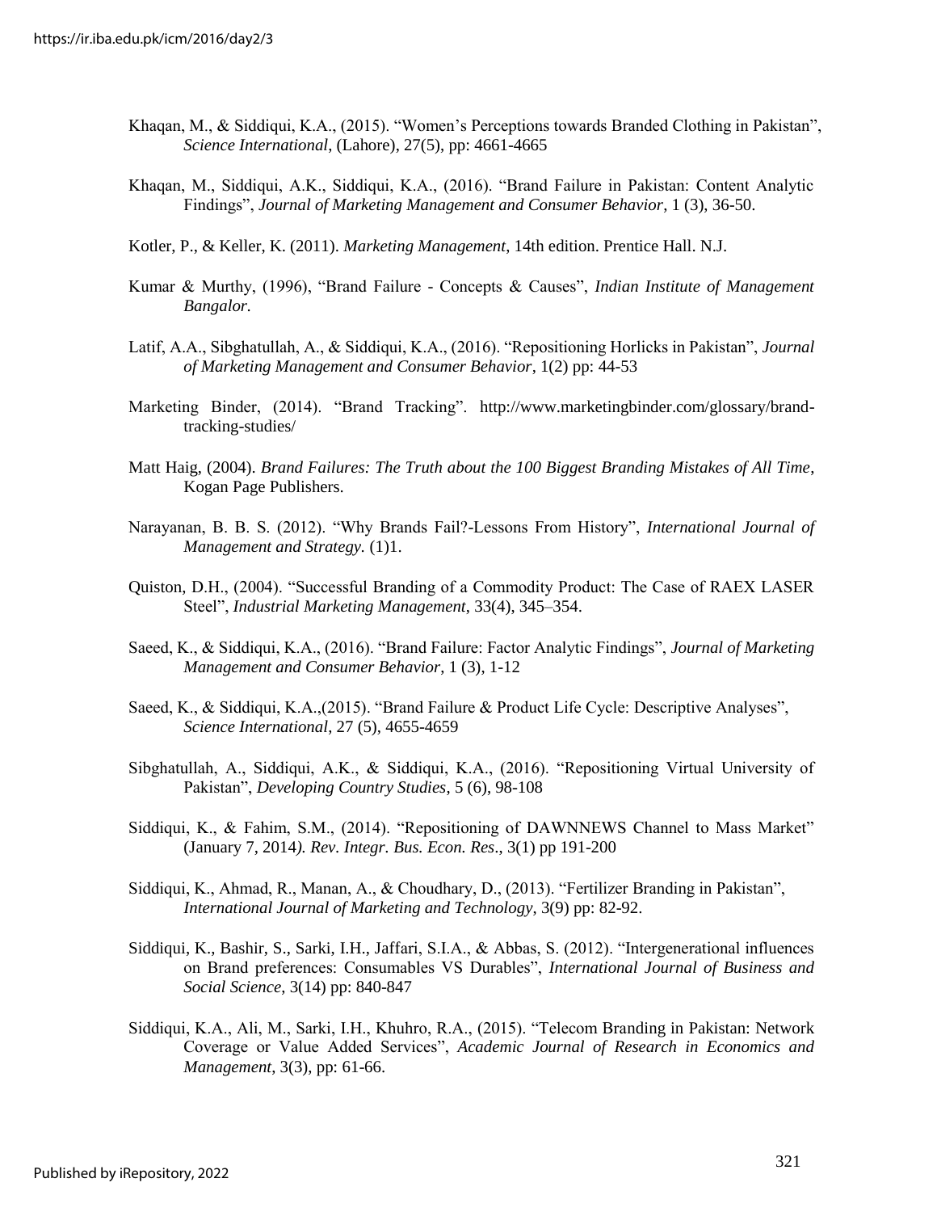Khaqan, M., & Siddiqui, K.A., (2015). "Women's Perceptions towards Branded Clothing in Pakistan", *Science International*, (Lahore), 27(5), pp: 4661-4665

Khaqan, M., Siddiqui, A.K., Siddiqui, K.A., (2016). "Brand Failure in Pakistan: Content Analytic Findings", *Journal of Marketing Management and Consumer Behavior*, 1 (3), 36-50.

Kotler, P., & Keller, K. (2011). *Marketing Management*, 14th edition. Prentice Hall. N.J.

Kumar & Murthy, (1996), "Brand Failure - Concepts & Causes", *Indian Institute of Management Bangalor.*

Latif, A.A., Sibghatullah, A., & Siddiqui, K.A., (2016). "Repositioning Horlicks in Pakistan", *Journal of Marketing Management and Consumer Behavior*, 1(2) pp: 44-53

Marketing Binder, (2014). "Brand Tracking". http://www.marketingbinder.com/glossary/brand-tracking-studies/

Matt Haig, (2004). *Brand Failures: The Truth about the 100 Biggest Branding Mistakes of All Time*, Kogan Page Publishers.

Narayanan, B. B. S. (2012). "Why Brands Fail?-Lessons From History", *International Journal of Management and Strategy.* (1)1.

Quiston, D.H., (2004). "Successful Branding of a Commodity Product: The Case of RAEX LASER Steel", *Industrial Marketing Management*, 33(4), 345–354.

Saeed, K., & Siddiqui, K.A., (2016). "Brand Failure: Factor Analytic Findings", *Journal of Marketing Management and Consumer Behavior*, 1 (3), 1-12

Saeed, K., & Siddiqui, K.A.,(2015). "Brand Failure & Product Life Cycle: Descriptive Analyses", *Science International*, 27 (5), 4655-4659

Sibghatullah, A., Siddiqui, A.K., & Siddiqui, K.A., (2016). "Repositioning Virtual University of Pakistan", *Developing Country Studies*, 5 (6), 98-108

Siddiqui, K., & Fahim, S.M., (2014). "Repositioning of DAWNNEWS Channel to Mass Market" (January 7, 2014*). Rev. Integr. Bus. Econ. Res*., 3(1) pp 191-200

Siddiqui, K., Ahmad, R., Manan, A., & Choudhary, D., (2013). "Fertilizer Branding in Pakistan", *International Journal of Marketing and Technology*, 3(9) pp: 82-92.

Siddiqui, K., Bashir, S., Sarki, I.H., Jaffari, S.I.A., & Abbas, S. (2012). "Intergenerational influences on Brand preferences: Consumables VS Durables", *International Journal of Business and Social Science*, 3(14) pp: 840-847

Siddiqui, K.A., Ali, M., Sarki, I.H., Khuhro, R.A., (2015). "Telecom Branding in Pakistan: Network Coverage or Value Added Services", *Academic Journal of Research in Economics and Management*, 3(3), pp: 61-66.